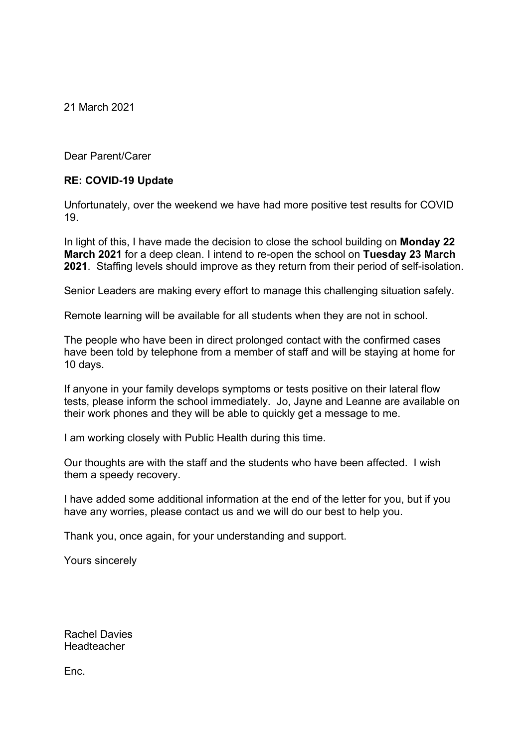21 March 2021

Dear Parent/Carer

**RE: COVID-19 Update**

Unfortunately, over the weekend we have had more positive test results for COVID 19.

In light of this, I have made the decision to close the school building on **Monday 22 March 2021** for a deep clean. I intend to re-open the school on **Tuesday 23 March 2021**. Staffing levels should improve as they return from their period of self-isolation.

Senior Leaders are making every effort to manage this challenging situation safely.

Remote learning will be available for all students when they are not in school.

The people who have been in direct prolonged contact with the confirmed cases have been told by telephone from a member of staff and will be staying at home for 10 days.

If anyone in your family develops symptoms or tests positive on their lateral flow tests, please inform the school immediately. Jo, Jayne and Leanne are available on their work phones and they will be able to quickly get a message to me.

I am working closely with Public Health during this time.

Our thoughts are with the staff and the students who have been affected. I wish them a speedy recovery.

I have added some additional information at the end of the letter for you, but if you have any worries, please contact us and we will do our best to help you.

Thank you, once again, for your understanding and support.

Yours sincerely

Rachel Davies
Headteacher

Enc.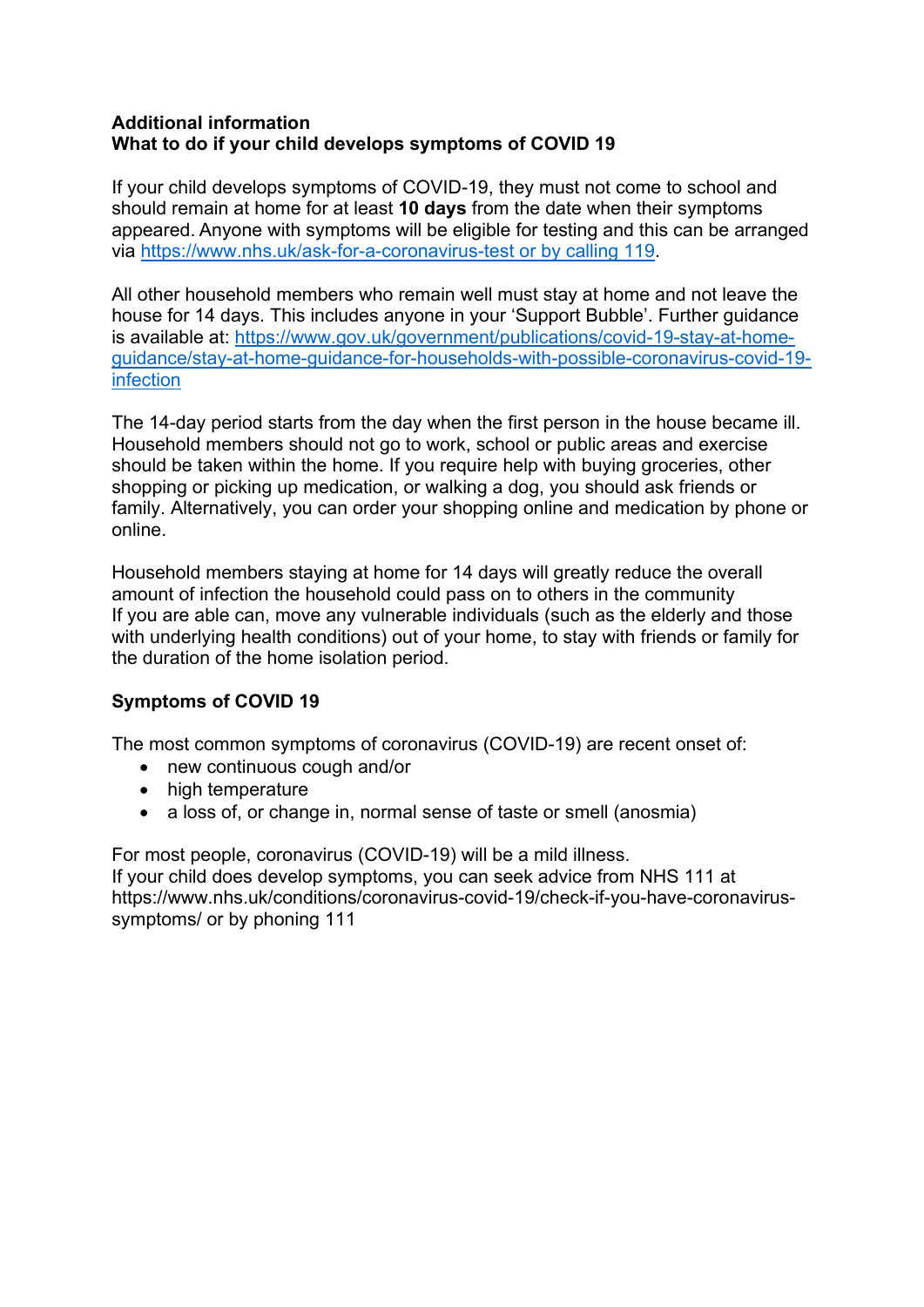**Additional information**
**What to do if your child develops symptoms of COVID 19**

If your child develops symptoms of COVID-19, they must not come to school and should remain at home for at least **10 days** from the date when their symptoms appeared. Anyone with symptoms will be eligible for testing and this can be arranged via https://www.nhs.uk/ask-for-a-coronavirus-test or by calling 119.

All other household members who remain well must stay at home and not leave the house for 14 days. This includes anyone in your 'Support Bubble'. Further guidance is available at: https://www.gov.uk/government/publications/covid-19-stay-at-home-guidance/stay-at-home-guidance-for-households-with-possible-coronavirus-covid-19-infection

The 14-day period starts from the day when the first person in the house became ill. Household members should not go to work, school or public areas and exercise should be taken within the home. If you require help with buying groceries, other shopping or picking up medication, or walking a dog, you should ask friends or family. Alternatively, you can order your shopping online and medication by phone or online.

Household members staying at home for 14 days will greatly reduce the overall amount of infection the household could pass on to others in the community
If you are able can, move any vulnerable individuals (such as the elderly and those with underlying health conditions) out of your home, to stay with friends or family for the duration of the home isolation period.

**Symptoms of COVID 19**

The most common symptoms of coronavirus (COVID-19) are recent onset of:

- new continuous cough and/or
- high temperature
- a loss of, or change in, normal sense of taste or smell (anosmia)

For most people, coronavirus (COVID-19) will be a mild illness.
If your child does develop symptoms, you can seek advice from NHS 111 at https://www.nhs.uk/conditions/coronavirus-covid-19/check-if-you-have-coronavirus-symptoms/ or by phoning 111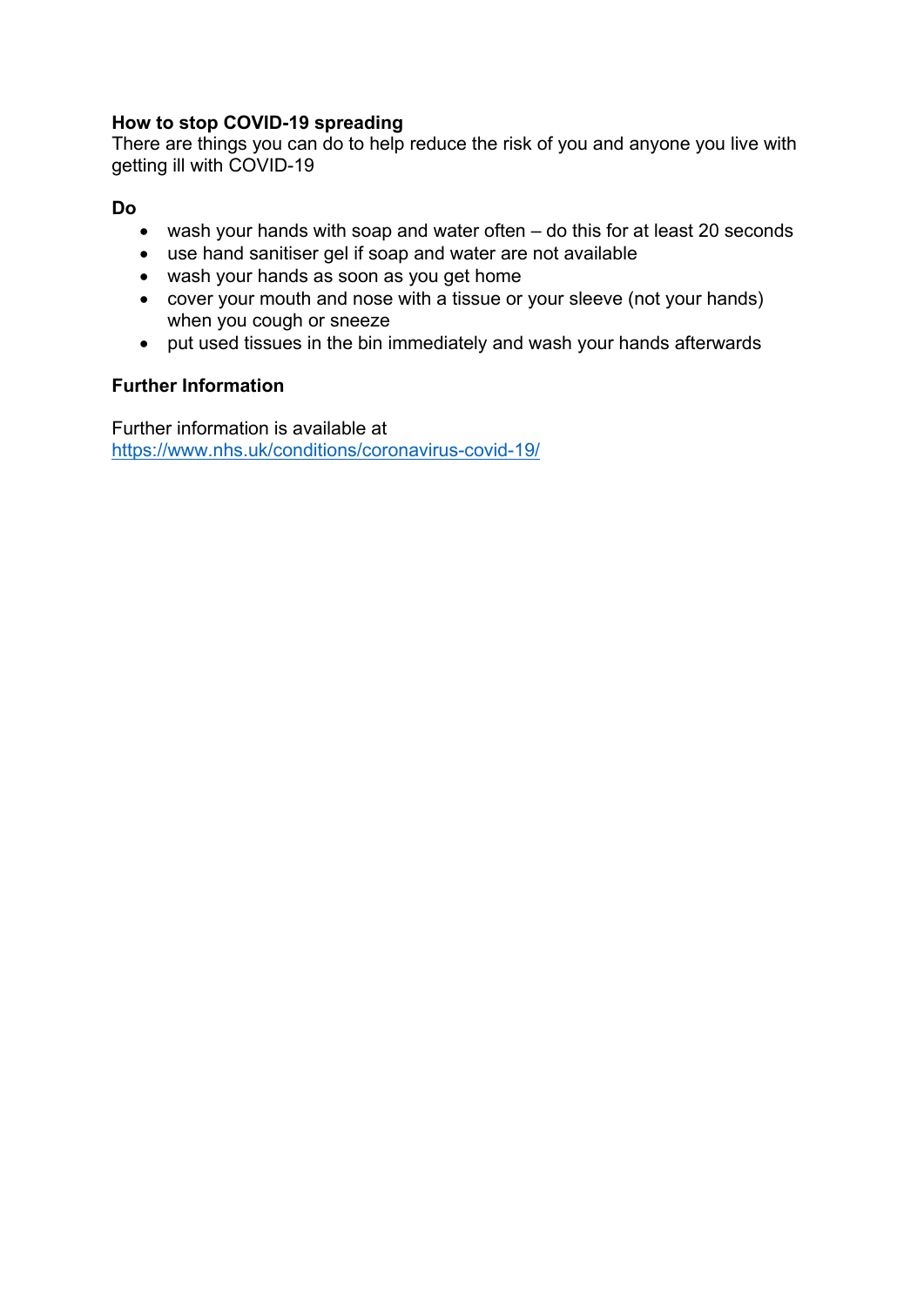**How to stop COVID-19 spreading**

There are things you can do to help reduce the risk of you and anyone you live with getting ill with COVID-19

**Do**

- wash your hands with soap and water often – do this for at least 20 seconds
- use hand sanitiser gel if soap and water are not available
- wash your hands as soon as you get home
- cover your mouth and nose with a tissue or your sleeve (not your hands) when you cough or sneeze
- put used tissues in the bin immediately and wash your hands afterwards

**Further Information**

Further information is available at
https://www.nhs.uk/conditions/coronavirus-covid-19/